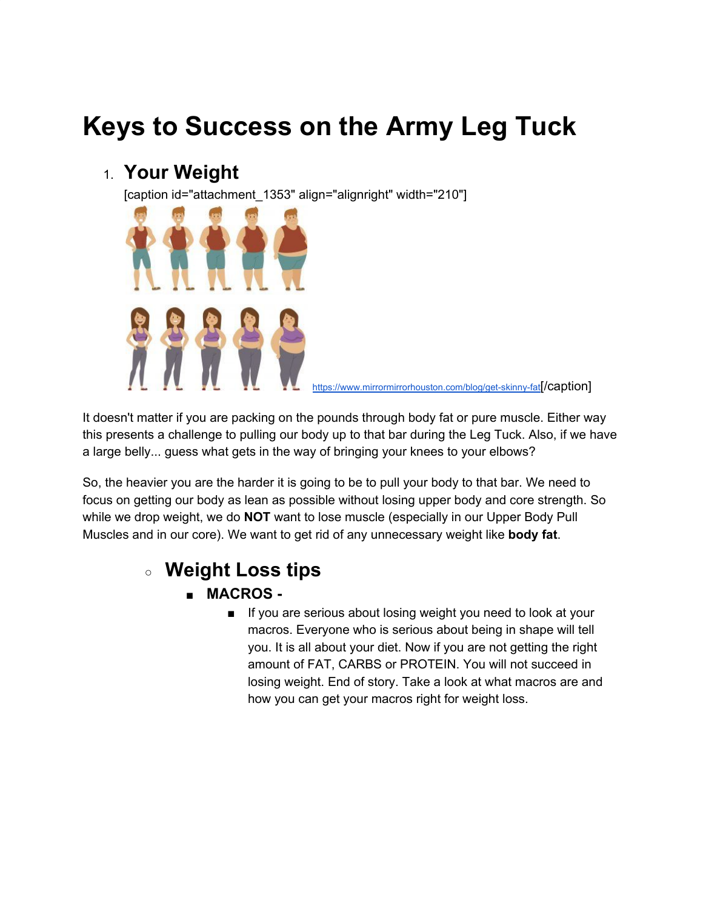# Keys to Success on the Army Leg Tuck

1. ## Your Weight

   [caption id="attachment_1353" align="alignright" width="210"] https://www.mirrormirrorhouston.com/blog/get-skinny-fat[/caption]

It doesn't matter if you are packing on the pounds through body fat or pure muscle. Either way this presents a challenge to pulling our body up to that bar during the Leg Tuck. Also, if we have a large belly... guess what gets in the way of bringing your knees to your elbows?

So, the heavier you are the harder it is going to be to pull your body to that bar. We need to focus on getting our body as lean as possible without losing upper body and core strength. So while we drop weight, we do **NOT** want to lose muscle (especially in our Upper Body Pull Muscles and in our core). We want to get rid of any unnecessary weight like **body fat**.

- ### Weight Loss tips
  - **MACROS -**
    - If you are serious about losing weight you need to look at your macros. Everyone who is serious about being in shape will tell you. It is all about your diet. Now if you are not getting the right amount of FAT, CARBS or PROTEIN. You will not succeed in losing weight. End of story. Take a look at what macros are and how you can get your macros right for weight loss.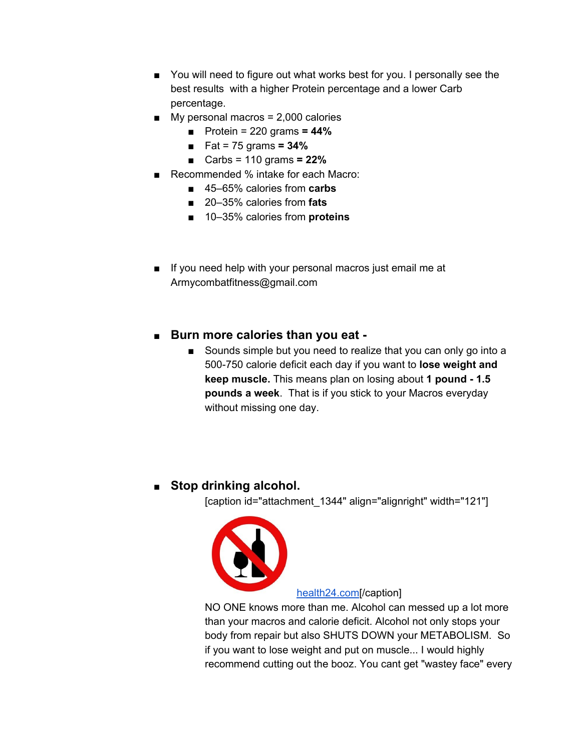- You will need to figure out what works best for you. I personally see the best results with a higher Protein percentage and a lower Carb percentage.
- My personal macros = 2,000 calories
    - Protein = 220 grams **= 44%**
    - Fat = 75 grams **= 34%**
    - Carbs = 110 grams **= 22%**
- Recommended % intake for each Macro:
    - 45–65% calories from **carbs**
    - 20–35% calories from **fats**
    - 10–35% calories from **proteins**

- If you need help with your personal macros just email me at Armycombatfitness@gmail.com

- **Burn more calories than you eat -**
    - Sounds simple but you need to realize that you can only go into a 500-750 calorie deficit each day if you want to **lose weight and keep muscle.** This means plan on losing about **1 pound - 1.5 pounds a week**. That is if you stick to your Macros everyday without missing one day.

- **Stop drinking alcohol.**

    [caption id="attachment_1344" align="alignright" width="121"]

    health24.com[/caption]

    NO ONE knows more than me. Alcohol can messed up a lot more than your macros and calorie deficit. Alcohol not only stops your body from repair but also SHUTS DOWN your METABOLISM. So if you want to lose weight and put on muscle... I would highly recommend cutting out the booz. You cant get "wastey face" every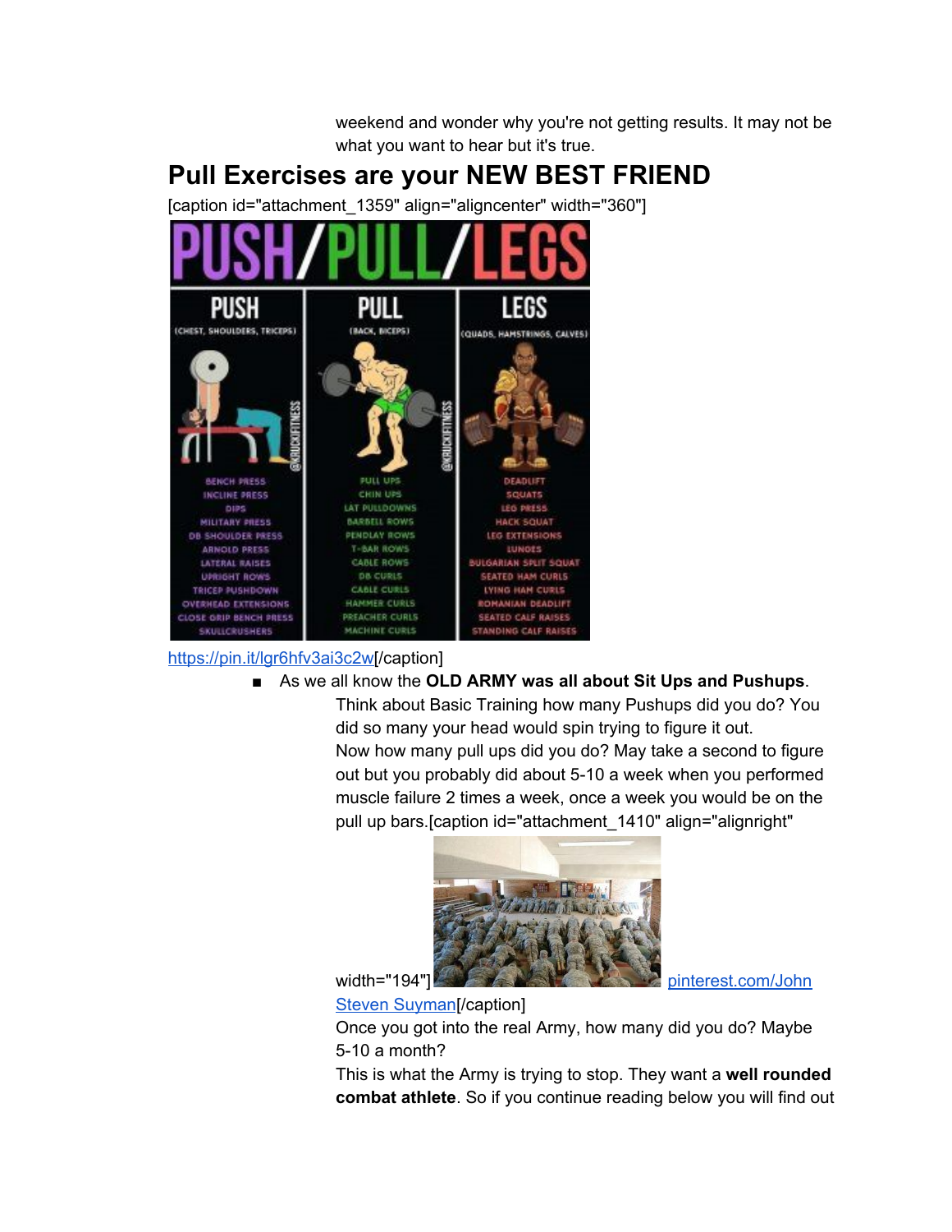weekend and wonder why you're not getting results. It may not be what you want to hear but it's true.

## Pull Exercises are your NEW BEST FRIEND

[caption id="attachment_1359" align="aligncenter" width="360"]

https://pin.it/lgr6hfv3ai3c2w[/caption]

- As we all know the **OLD ARMY was all about Sit Ups and Pushups**.

  Think about Basic Training how many Pushups did you do? You did so many your head would spin trying to figure it out.

  Now how many pull ups did you do? May take a second to figure out but you probably did about 5-10 a week when you performed muscle failure 2 times a week, once a week you would be on the pull up bars.[caption id="attachment_1410" align="alignright" width="194"] pinterest.com/John Steven Suyman[/caption]

  Once you got into the real Army, how many did you do? Maybe 5-10 a month?

  This is what the Army is trying to stop. They want a **well rounded combat athlete**. So if you continue reading below you will find out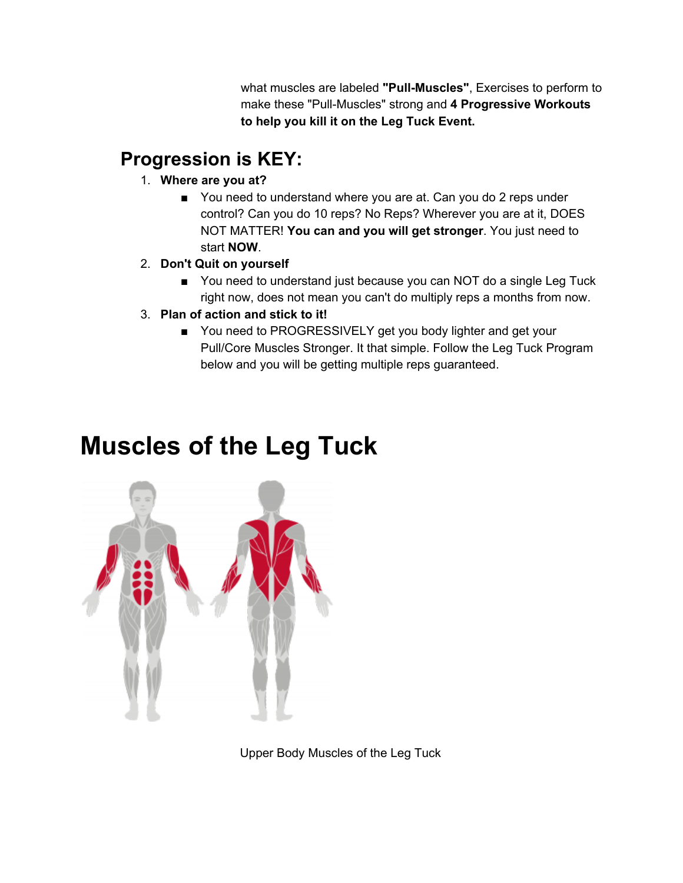what muscles are labeled **"Pull-Muscles"**, Exercises to perform to make these "Pull-Muscles" strong and **4 Progressive Workouts to help you kill it on the Leg Tuck Event.**

## Progression is KEY:

1. **Where are you at?**
   - You need to understand where you are at. Can you do 2 reps under control? Can you do 10 reps? No Reps? Wherever you are at it, DOES NOT MATTER! **You can and you will get stronger**. You just need to start **NOW**.
2. **Don't Quit on yourself**
   - You need to understand just because you can NOT do a single Leg Tuck right now, does not mean you can't do multiply reps a months from now.
3. **Plan of action and stick to it!**
   - You need to PROGRESSIVELY get you body lighter and get your Pull/Core Muscles Stronger. It that simple. Follow the Leg Tuck Program below and you will be getting multiple reps guaranteed.

# Muscles of the Leg Tuck

Upper Body Muscles of the Leg Tuck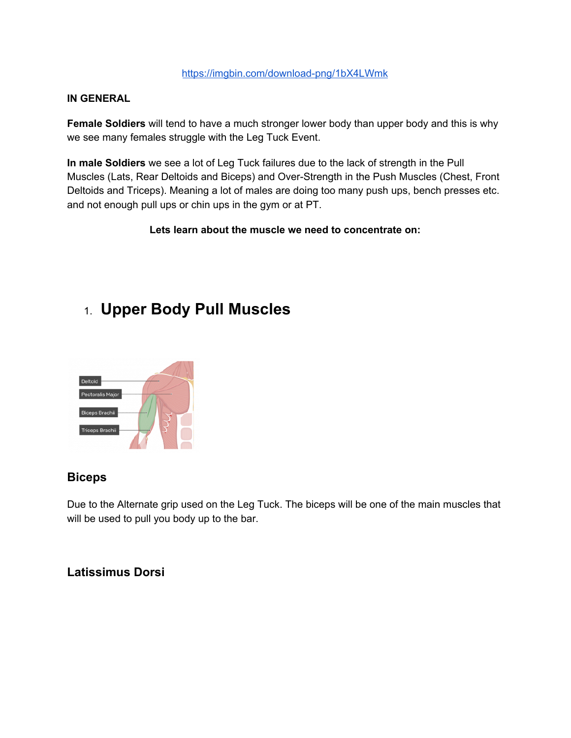https://imgbin.com/download-png/1bX4LWmk

**IN GENERAL**

**Female Soldiers** will tend to have a much stronger lower body than upper body and this is why we see many females struggle with the Leg Tuck Event.

**In male Soldiers** we see a lot of Leg Tuck failures due to the lack of strength in the Pull Muscles (Lats, Rear Deltoids and Biceps) and Over-Strength in the Push Muscles (Chest, Front Deltoids and Triceps). Meaning a lot of males are doing too many push ups, bench presses etc. and not enough pull ups or chin ups in the gym or at PT.

**Lets learn about the muscle we need to concentrate on:**

# 1. Upper Body Pull Muscles

Deltoid

Pectoralis Major

Biceps Brachii

Triceps Brachii

## Biceps

Due to the Alternate grip used on the Leg Tuck. The biceps will be one of the main muscles that will be used to pull you body up to the bar.

## Latissimus Dorsi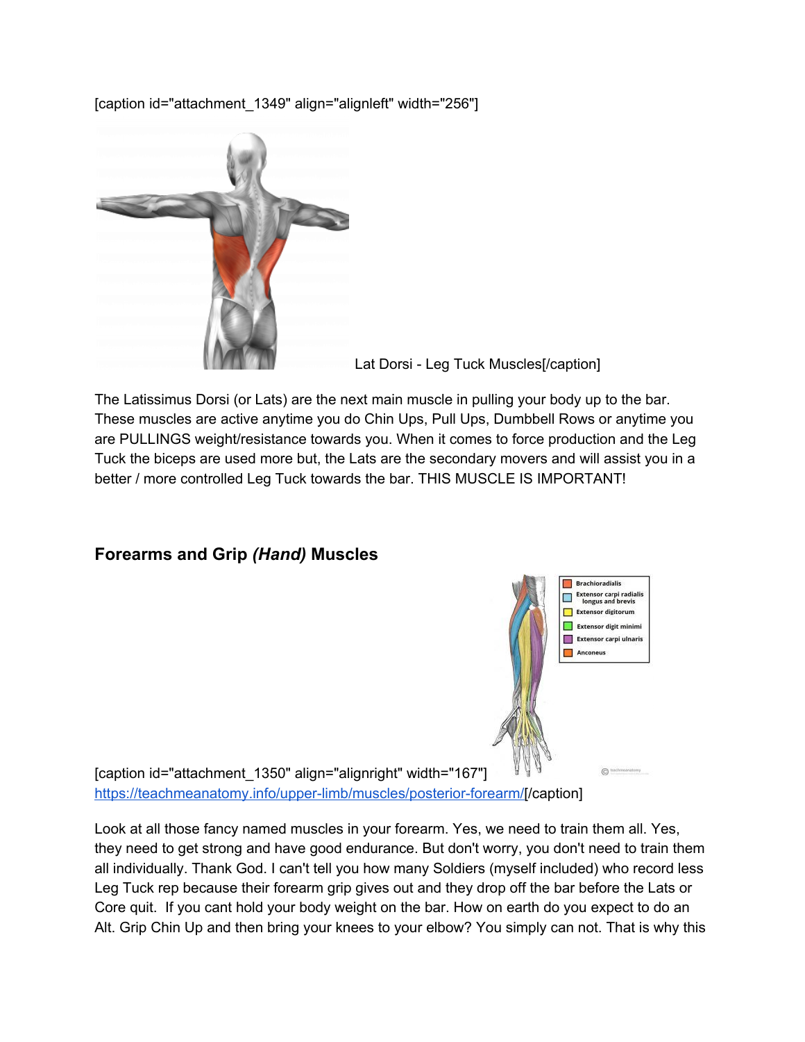[caption id="attachment_1349" align="alignleft" width="256"] Lat Dorsi - Leg Tuck Muscles[/caption]

The Latissimus Dorsi (or Lats) are the next main muscle in pulling your body up to the bar. These muscles are active anytime you do Chin Ups, Pull Ups, Dumbbell Rows or anytime you are PULLINGS weight/resistance towards you. When it comes to force production and the Leg Tuck the biceps are used more but, the Lats are the secondary movers and will assist you in a better / more controlled Leg Tuck towards the bar. THIS MUSCLE IS IMPORTANT!

## Forearms and Grip *(Hand)* Muscles

[caption id="attachment_1350" align="alignright" width="167"] https://teachmeanatomy.info/upper-limb/muscles/posterior-forearm/[/caption]

Look at all those fancy named muscles in your forearm. Yes, we need to train them all. Yes, they need to get strong and have good endurance. But don't worry, you don't need to train them all individually. Thank God. I can't tell you how many Soldiers (myself included) who record less Leg Tuck rep because their forearm grip gives out and they drop off the bar before the Lats or Core quit. If you cant hold your body weight on the bar. How on earth do you expect to do an Alt. Grip Chin Up and then bring your knees to your elbow? You simply can not. That is why this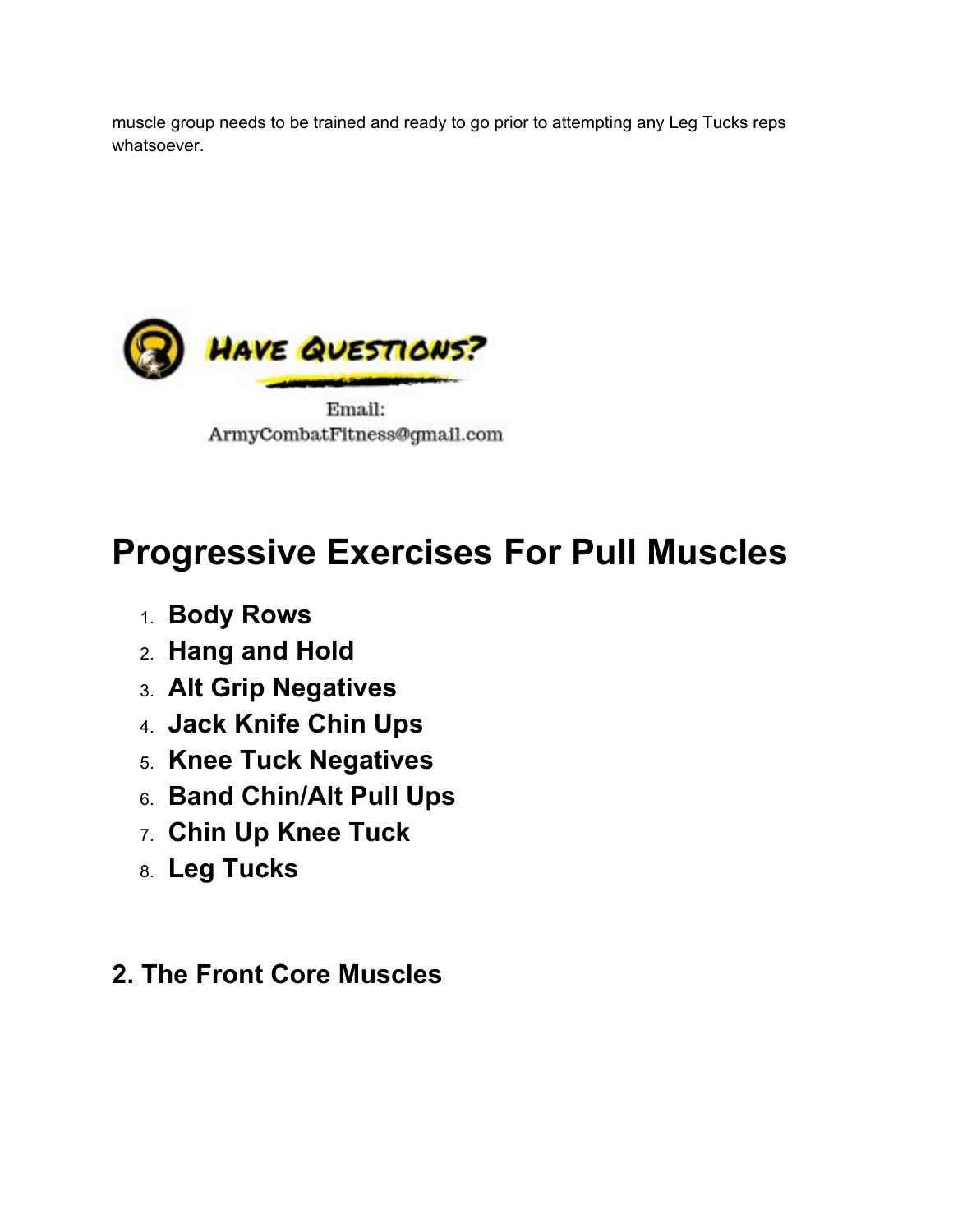muscle group needs to be trained and ready to go prior to attempting any Leg Tucks reps whatsoever.

# Progressive Exercises For Pull Muscles

1. **Body Rows**
2. **Hang and Hold**
3. **Alt Grip Negatives**
4. **Jack Knife Chin Ups**
5. **Knee Tuck Negatives**
6. **Band Chin/Alt Pull Ups**
7. **Chin Up Knee Tuck**
8. **Leg Tucks**

## 2. The Front Core Muscles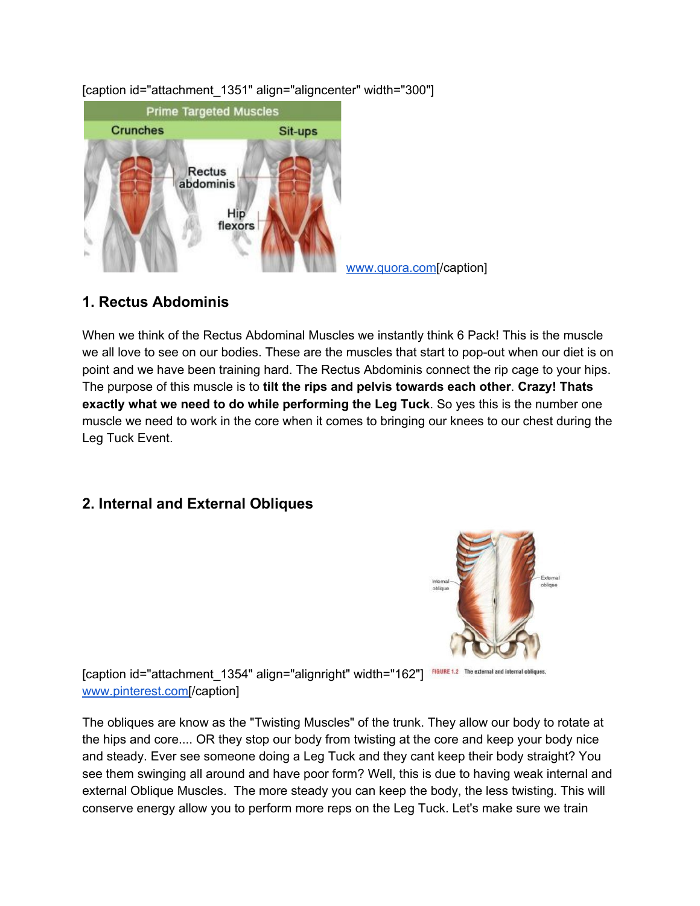[caption id="attachment_1351" align="aligncenter" width="300"] www.quora.com[/caption]

## 1. Rectus Abdominis

When we think of the Rectus Abdominal Muscles we instantly think 6 Pack! This is the muscle we all love to see on our bodies. These are the muscles that start to pop-out when our diet is on point and we have been training hard. The Rectus Abdominis connect the rip cage to your hips. The purpose of this muscle is to **tilt the rips and pelvis towards each other**. **Crazy! Thats exactly what we need to do while performing the Leg Tuck**. So yes this is the number one muscle we need to work in the core when it comes to bringing our knees to our chest during the Leg Tuck Event.

## 2. Internal and External Obliques

[caption id="attachment_1354" align="alignright" width="162"] www.pinterest.com[/caption]

The obliques are know as the "Twisting Muscles" of the trunk. They allow our body to rotate at the hips and core.... OR they stop our body from twisting at the core and keep your body nice and steady. Ever see someone doing a Leg Tuck and they cant keep their body straight? You see them swinging all around and have poor form? Well, this is due to having weak internal and external Oblique Muscles. The more steady you can keep the body, the less twisting. This will conserve energy allow you to perform more reps on the Leg Tuck. Let's make sure we train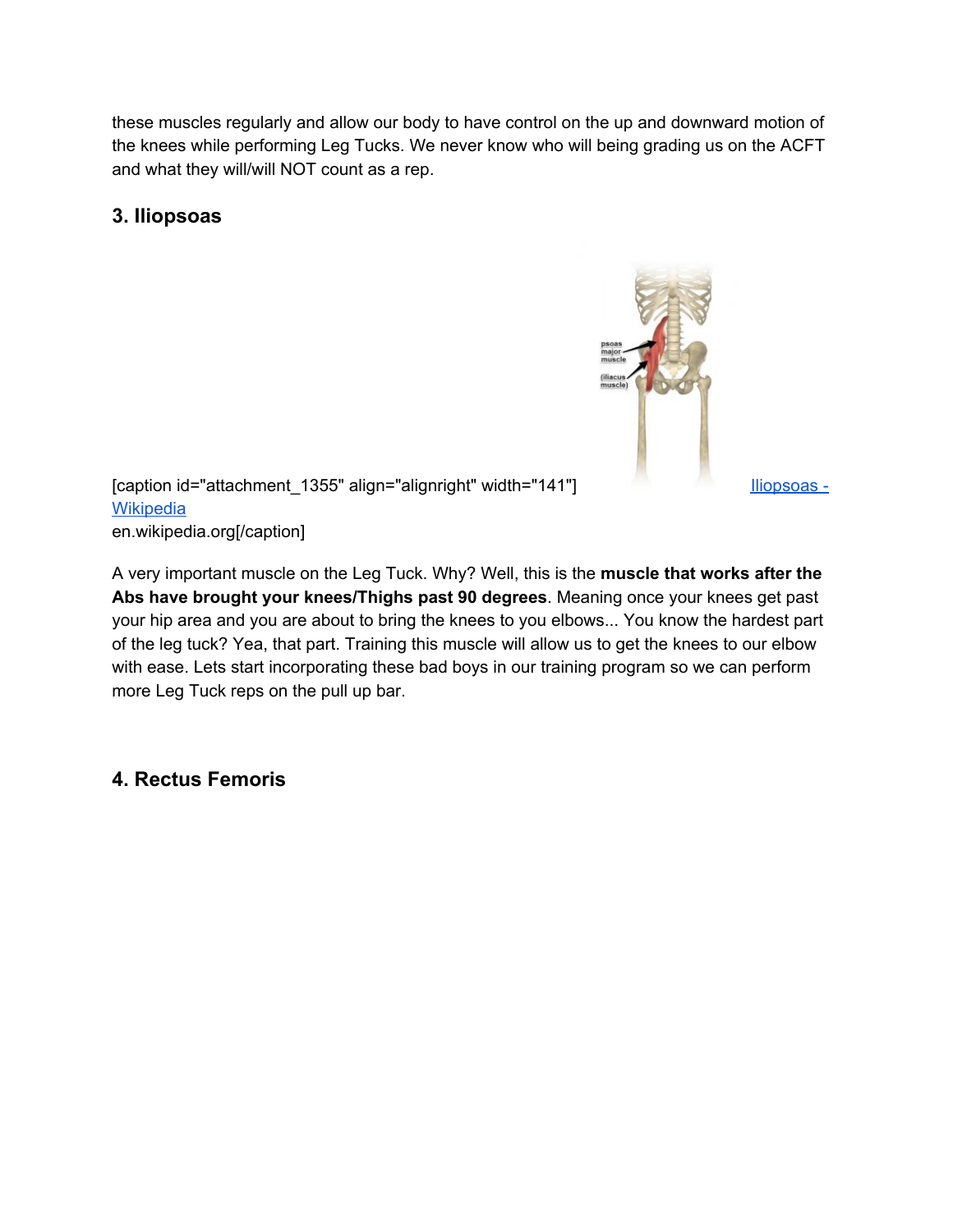these muscles regularly and allow our body to have control on the up and downward motion of the knees while performing Leg Tucks. We never know who will being grading us on the ACFT and what they will/will NOT count as a rep.

## 3. Iliopsoas

[caption id="attachment_1355" align="alignright" width="141"] [Iliopsoas - Wikipedia](https://en.wikipedia.org)
en.wikipedia.org[/caption]

A very important muscle on the Leg Tuck. Why? Well, this is the **muscle that works after the Abs have brought your knees/Thighs past 90 degrees**. Meaning once your knees get past your hip area and you are about to bring the knees to you elbows... You know the hardest part of the leg tuck? Yea, that part. Training this muscle will allow us to get the knees to our elbow with ease. Lets start incorporating these bad boys in our training program so we can perform more Leg Tuck reps on the pull up bar.

## 4. Rectus Femoris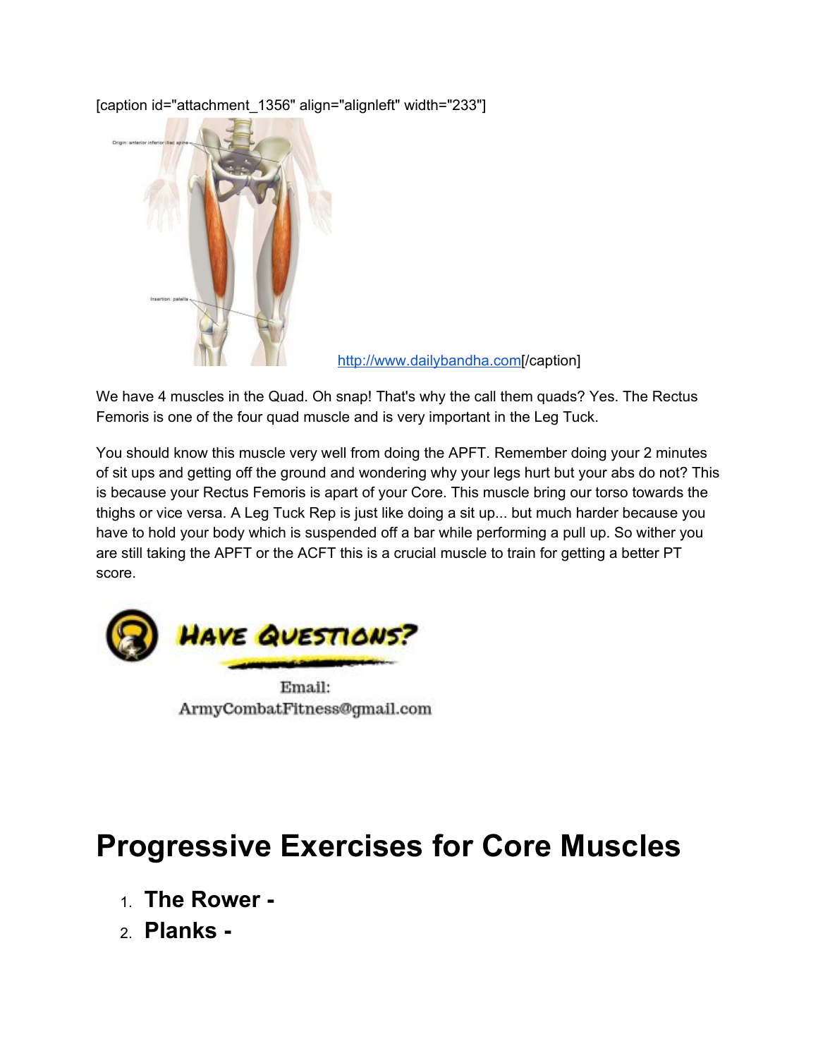[caption id="attachment_1356" align="alignleft" width="233"]

[http://www.dailybandha.com](http://www.dailybandha.com)[/caption]

We have 4 muscles in the Quad. Oh snap! That's why the call them quads? Yes. The Rectus Femoris is one of the four quad muscle and is very important in the Leg Tuck.

You should know this muscle very well from doing the APFT. Remember doing your 2 minutes of sit ups and getting off the ground and wondering why your legs hurt but your abs do not? This is because your Rectus Femoris is apart of your Core. This muscle bring our torso towards the thighs or vice versa. A Leg Tuck Rep is just like doing a sit up... but much harder because you have to hold your body which is suspended off a bar while performing a pull up. So wither you are still taking the APFT or the ACFT this is a crucial muscle to train for getting a better PT score.

HAVE QUESTIONS?

Email:
ArmyCombatFitness@gmail.com

# Progressive Exercises for Core Muscles

1. **The Rower -**
2. **Planks -**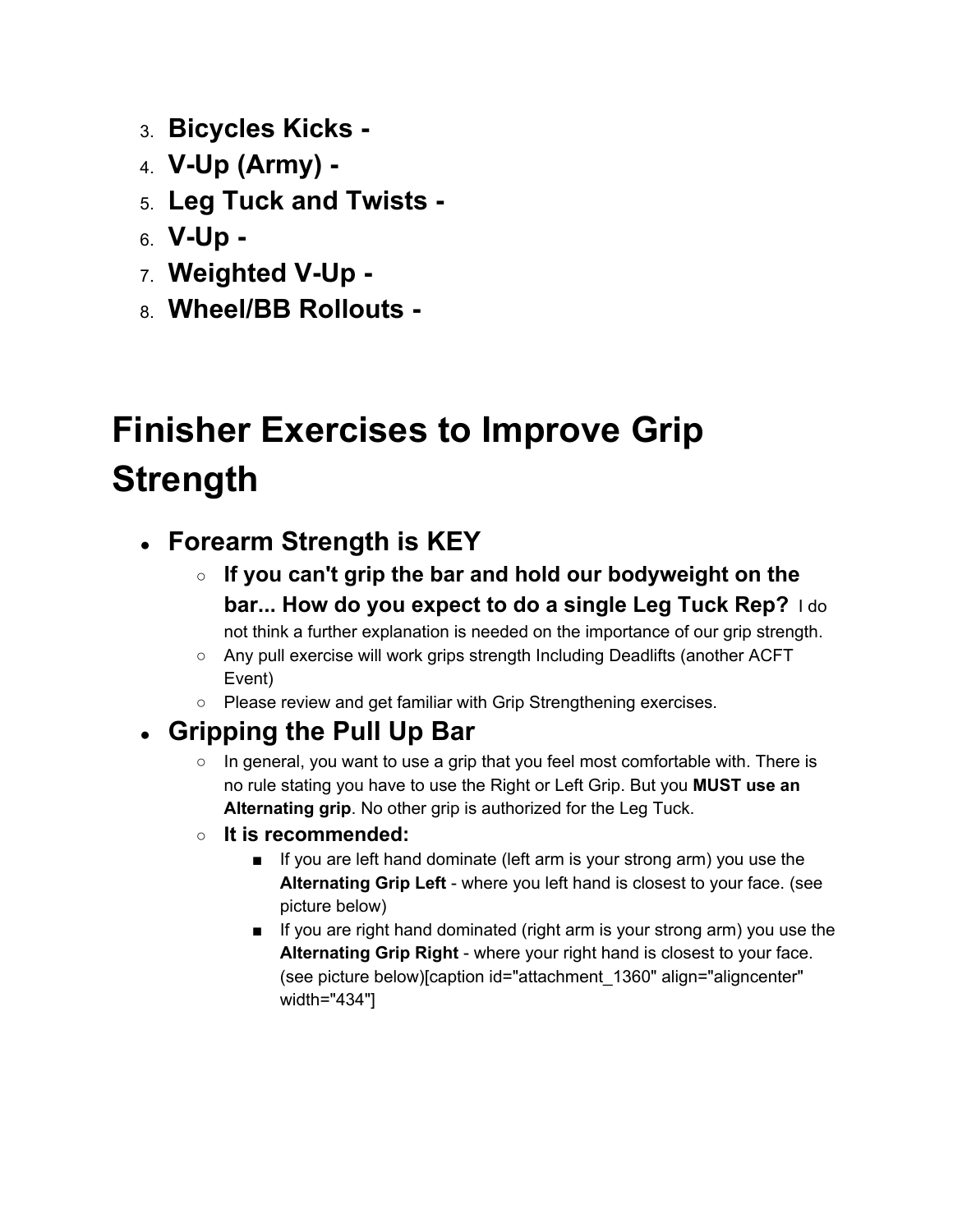3. **Bicycles Kicks -**
4. **V-Up (Army) -**
5. **Leg Tuck and Twists -**
6. **V-Up -**
7. **Weighted V-Up -**
8. **Wheel/BB Rollouts -**

# Finisher Exercises to Improve Grip Strength

- **Forearm Strength is KEY**
  - **If you can't grip the bar and hold our bodyweight on the bar... How do you expect to do a single Leg Tuck Rep?** I do not think a further explanation is needed on the importance of our grip strength.
  - Any pull exercise will work grips strength Including Deadlifts (another ACFT Event)
  - Please review and get familiar with Grip Strengthening exercises.
- **Gripping the Pull Up Bar**
  - In general, you want to use a grip that you feel most comfortable with. There is no rule stating you have to use the Right or Left Grip. But you **MUST use an Alternating grip**. No other grip is authorized for the Leg Tuck.
  - **It is recommended:**
    - If you are left hand dominate (left arm is your strong arm) you use the **Alternating Grip Left** - where you left hand is closest to your face. (see picture below)
    - If you are right hand dominated (right arm is your strong arm) you use the **Alternating Grip Right** - where your right hand is closest to your face. (see picture below)[caption id="attachment_1360" align="aligncenter" width="434"]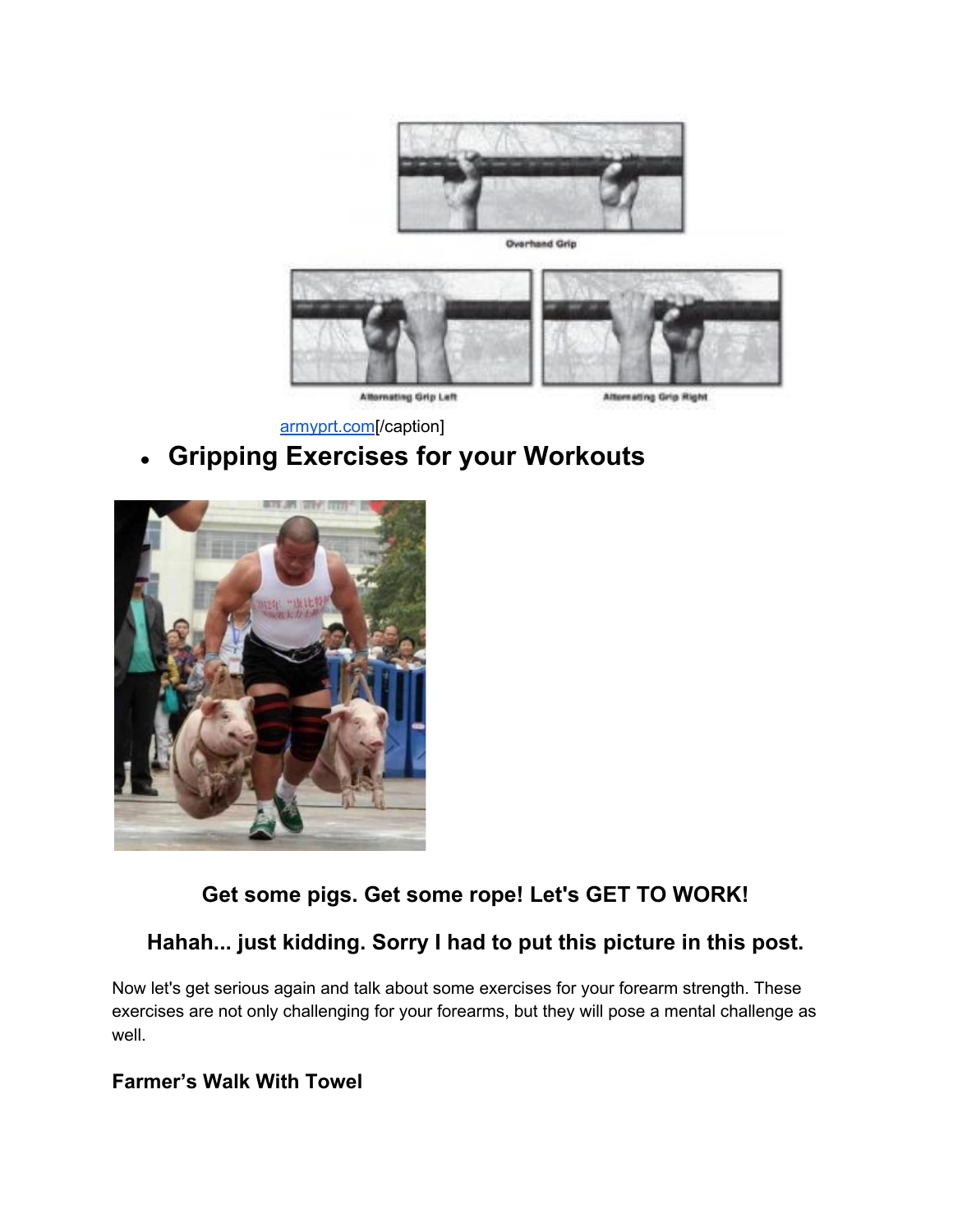Overhand Grip

Alternating Grip Left

Alternating Grip Right

[armyprt.com](armyprt.com)[/caption]

- ## Gripping Exercises for your Workouts

**Get some pigs. Get some rope! Let's GET TO WORK!**

**Hahah... just kidding. Sorry I had to put this picture in this post.**

Now let's get serious again and talk about some exercises for your forearm strength. These exercises are not only challenging for your forearms, but they will pose a mental challenge as well.

**Farmer's Walk With Towel**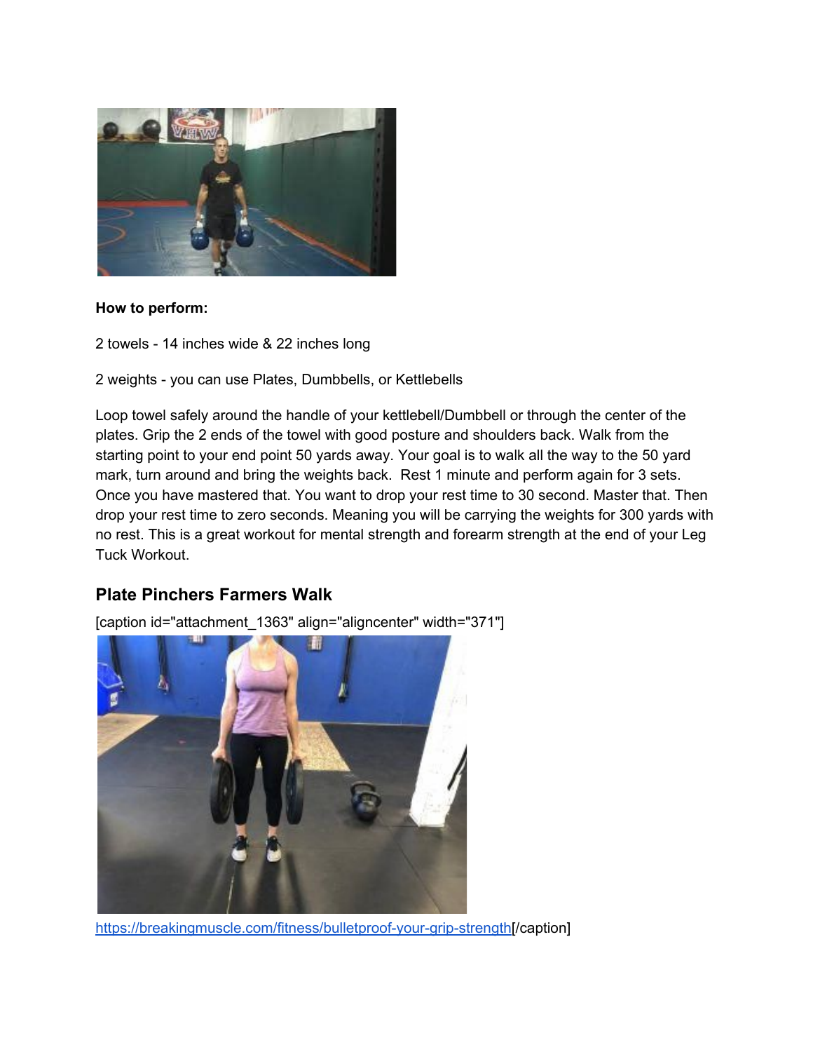**How to perform:**

2 towels - 14 inches wide & 22 inches long

2 weights - you can use Plates, Dumbbells, or Kettlebells

Loop towel safely around the handle of your kettlebell/Dumbbell or through the center of the plates. Grip the 2 ends of the towel with good posture and shoulders back. Walk from the starting point to your end point 50 yards away. Your goal is to walk all the way to the 50 yard mark, turn around and bring the weights back. Rest 1 minute and perform again for 3 sets. Once you have mastered that. You want to drop your rest time to 30 second. Master that. Then drop your rest time to zero seconds. Meaning you will be carrying the weights for 300 yards with no rest. This is a great workout for mental strength and forearm strength at the end of your Leg Tuck Workout.

## Plate Pinchers Farmers Walk

[caption id="attachment_1363" align="aligncenter" width="371"]

https://breakingmuscle.com/fitness/bulletproof-your-grip-strength[/caption]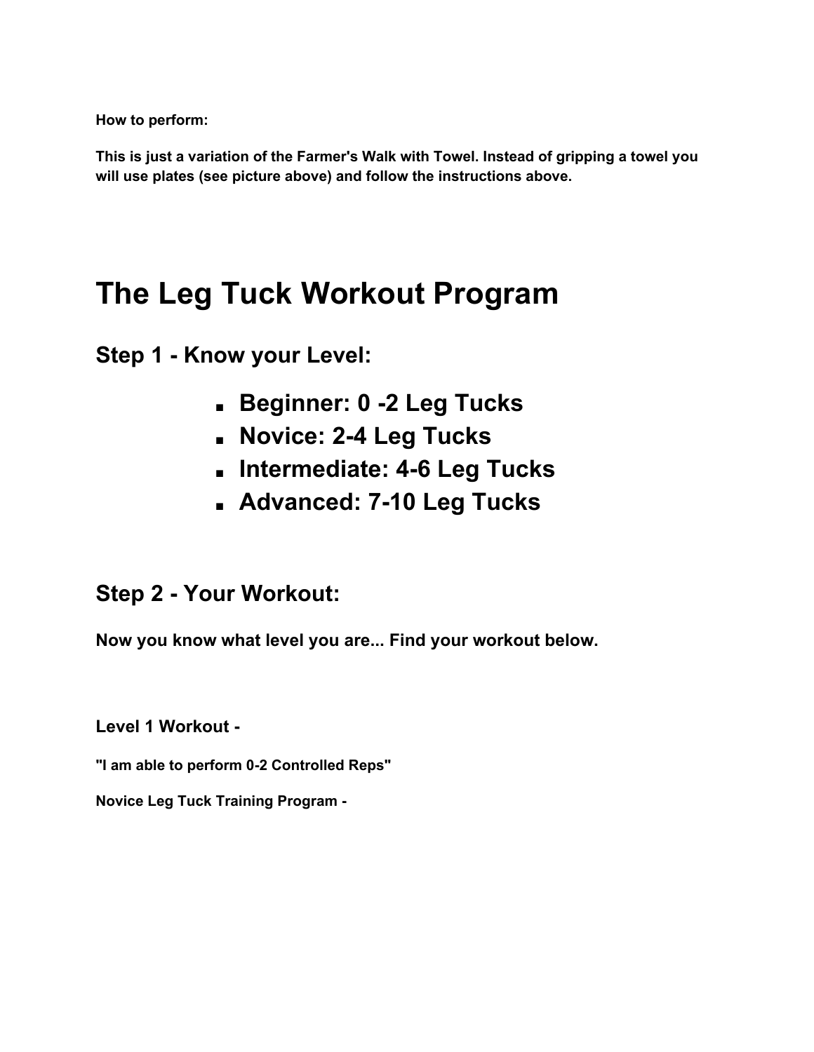**How to perform:**

**This is just a variation of the Farmer's Walk with Towel. Instead of gripping a towel you will use plates (see picture above) and follow the instructions above.**

# The Leg Tuck Workout Program

## Step 1 - Know your Level:

- **Beginner: 0 -2 Leg Tucks**
- **Novice: 2-4 Leg Tucks**
- **Intermediate: 4-6 Leg Tucks**
- **Advanced: 7-10 Leg Tucks**

## Step 2 - Your Workout:

**Now you know what level you are... Find your workout below.**

### Level 1 Workout -

**"I am able to perform 0-2 Controlled Reps"**

**Novice Leg Tuck Training Program -**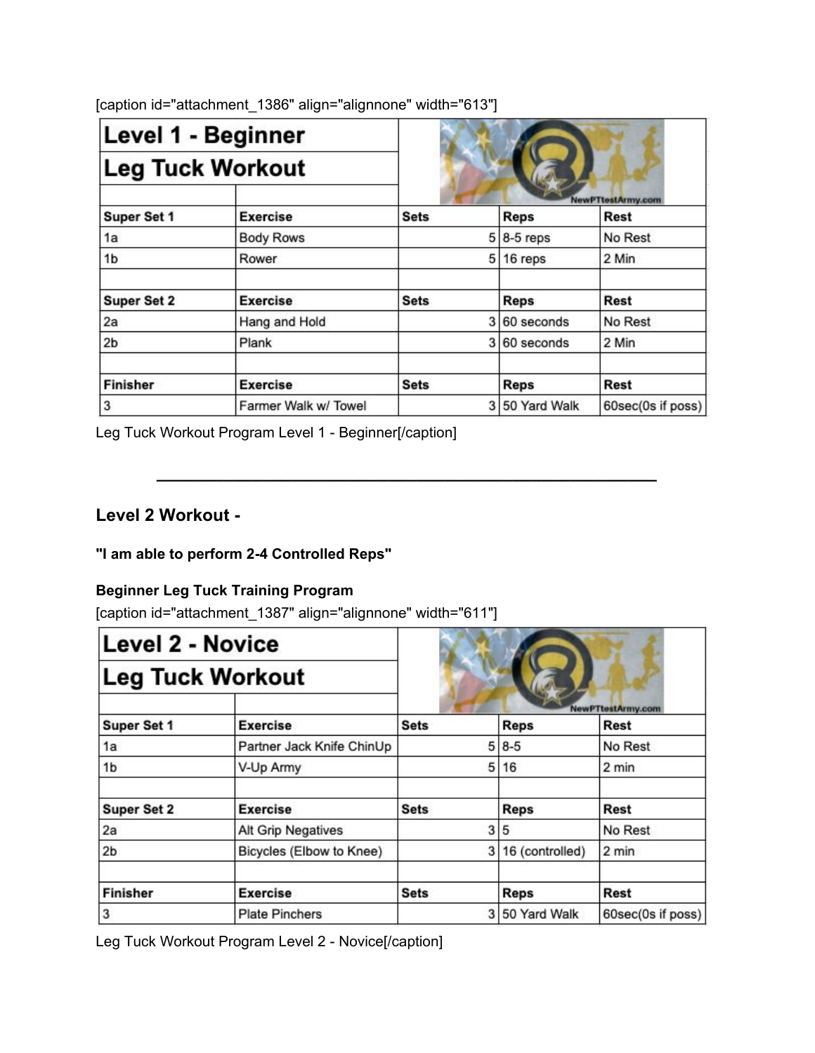[caption id="attachment_1386" align="alignnone" width="613"]

| Level 1 - Beginner Leg Tuck Workout | | | | |
|---|---|---|---|---|
| **Super Set 1** | **Exercise** | **Sets** | **Reps** | **Rest** |
| 1a | Body Rows | 5 | 8-5 reps | No Rest |
| 1b | Rower | 5 | 16 reps | 2 Min |
| | | | | |
| **Super Set 2** | **Exercise** | **Sets** | **Reps** | **Rest** |
| 2a | Hang and Hold | 3 | 60 seconds | No Rest |
| 2b | Plank | 3 | 60 seconds | 2 Min |
| | | | | |
| **Finisher** | **Exercise** | **Sets** | **Reps** | **Rest** |
| 3 | Farmer Walk w/ Towel | 3 | 50 Yard Walk | 60sec(0s if poss) |

Leg Tuck Workout Program Level 1 - Beginner[/caption]

---

## Level 2 Workout -

**"I am able to perform 2-4 Controlled Reps"**

**Beginner Leg Tuck Training Program**

[caption id="attachment_1387" align="alignnone" width="611"]

| Level 2 - Novice Leg Tuck Workout | | | | |
|---|---|---|---|---|
| **Super Set 1** | **Exercise** | **Sets** | **Reps** | **Rest** |
| 1a | Partner Jack Knife ChinUp | 5 | 8-5 | No Rest |
| 1b | V-Up Army | 5 | 16 | 2 min |
| | | | | |
| **Super Set 2** | **Exercise** | **Sets** | **Reps** | **Rest** |
| 2a | Alt Grip Negatives | 3 | 5 | No Rest |
| 2b | Bicycles (Elbow to Knee) | 3 | 16 (controlled) | 2 min |
| | | | | |
| **Finisher** | **Exercise** | **Sets** | **Reps** | **Rest** |
| 3 | Plate Pinchers | 3 | 50 Yard Walk | 60sec(0s if poss) |

Leg Tuck Workout Program Level 2 - Novice[/caption]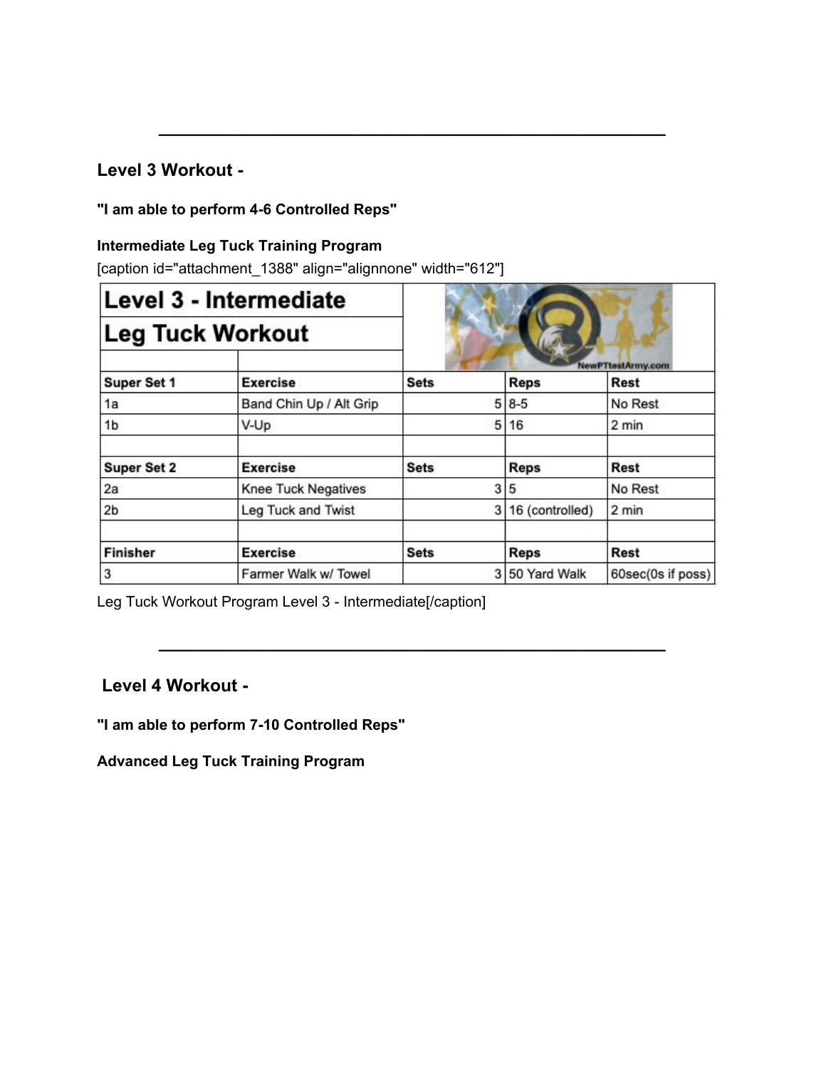---

### Level 3 Workout -

**"I am able to perform 4-6 Controlled Reps"**

**Intermediate Leg Tuck Training Program**

[caption id="attachment_1388" align="alignnone" width="612"]

| Level 3 - Intermediate Leg Tuck Workout | | | | |
|---|---|---|---|---|
| **Super Set 1** | **Exercise** | **Sets** | **Reps** | **Rest** |
| 1a | Band Chin Up / Alt Grip | 5 | 8-5 | No Rest |
| 1b | V-Up | 5 | 16 | 2 min |
| | | | | |
| **Super Set 2** | **Exercise** | **Sets** | **Reps** | **Rest** |
| 2a | Knee Tuck Negatives | 3 | 5 | No Rest |
| 2b | Leg Tuck and Twist | 3 | 16 (controlled) | 2 min |
| | | | | |
| **Finisher** | **Exercise** | **Sets** | **Reps** | **Rest** |
| 3 | Farmer Walk w/ Towel | 3 | 50 Yard Walk | 60sec(0s if poss) |

Leg Tuck Workout Program Level 3 - Intermediate[/caption]

---

### Level 4 Workout -

**"I am able to perform 7-10 Controlled Reps"**

**Advanced Leg Tuck Training Program**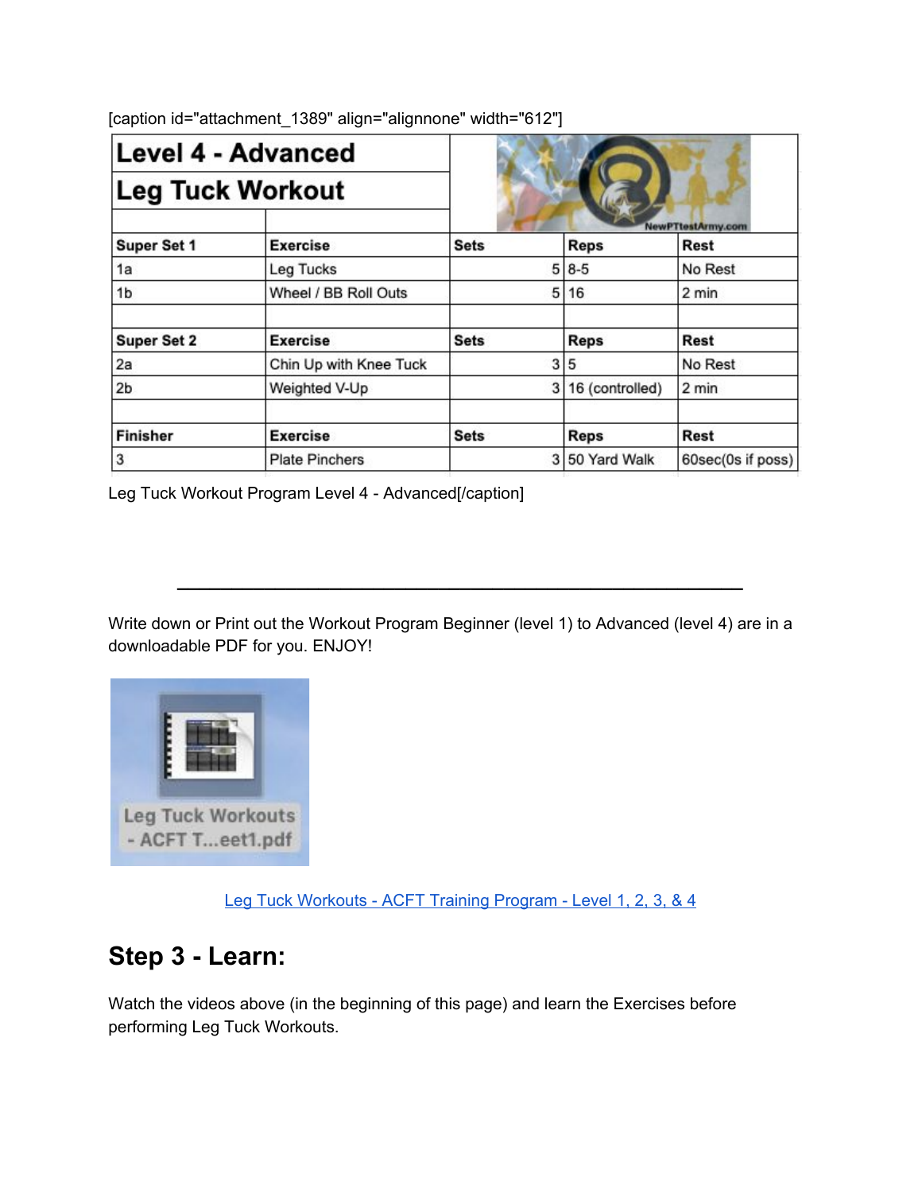[caption id="attachment_1389" align="alignnone" width="612"]

| Level 4 - Advanced Leg Tuck Workout | | | | |
|---|---|---|---|---|
| **Super Set 1** | **Exercise** | **Sets** | **Reps** | **Rest** |
| 1a | Leg Tucks | 5 | 8-5 | No Rest |
| 1b | Wheel / BB Roll Outs | 5 | 16 | 2 min |
| | | | | |
| **Super Set 2** | **Exercise** | **Sets** | **Reps** | **Rest** |
| 2a | Chin Up with Knee Tuck | 3 | 5 | No Rest |
| 2b | Weighted V-Up | 3 | 16 (controlled) | 2 min |
| | | | | |
| **Finisher** | **Exercise** | **Sets** | **Reps** | **Rest** |
| 3 | Plate Pinchers | 3 | 50 Yard Walk | 60sec(0s if poss) |

Leg Tuck Workout Program Level 4 - Advanced[/caption]

---

Write down or Print out the Workout Program Beginner (level 1) to Advanced (level 4) are in a downloadable PDF for you. ENJOY!

Leg Tuck Workouts - ACFT T...eet1.pdf

[Leg Tuck Workouts - ACFT Training Program - Level 1, 2, 3, & 4]

## Step 3 - Learn:

Watch the videos above (in the beginning of this page) and learn the Exercises before performing Leg Tuck Workouts.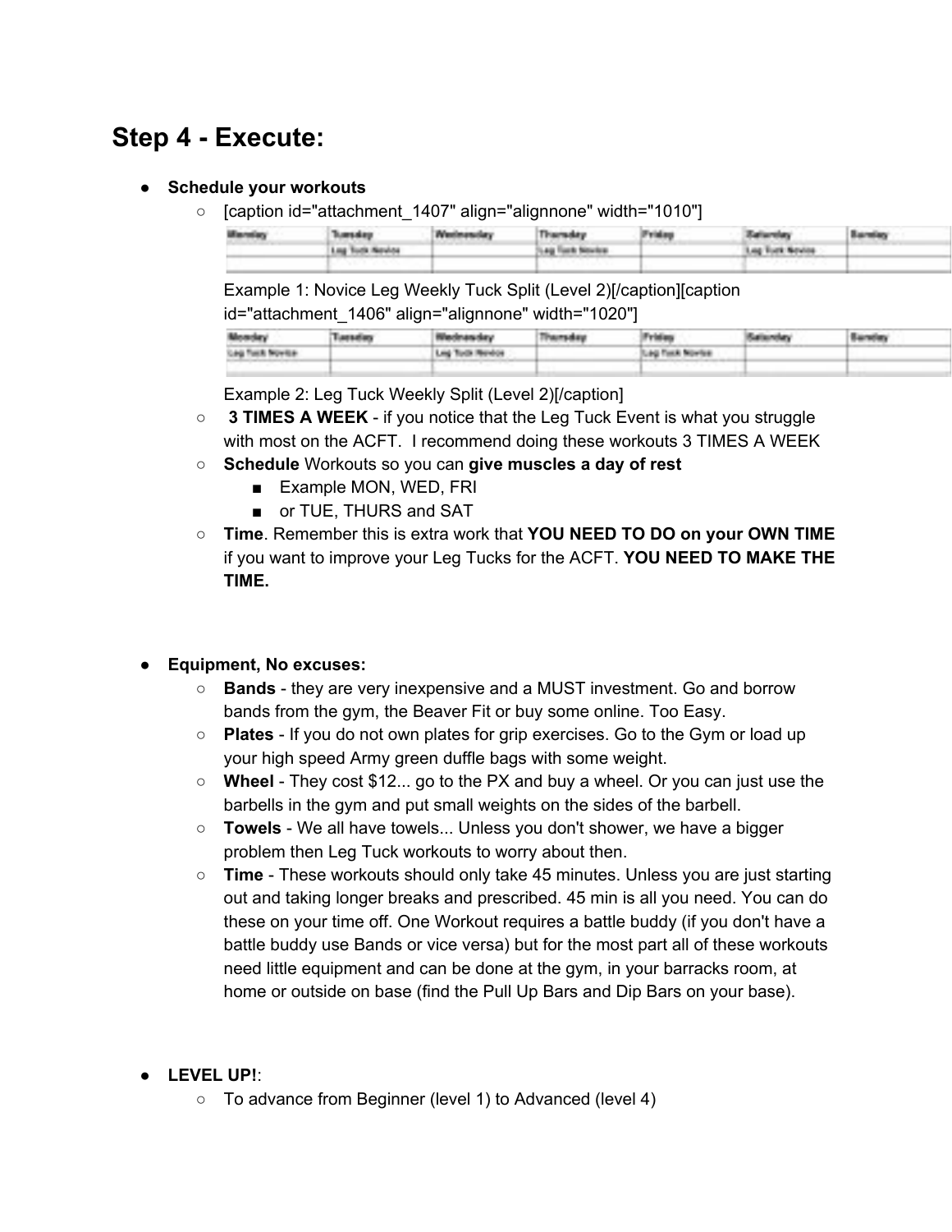## Step 4 - Execute:

- **Schedule your workouts**
  - [caption id="attachment_1407" align="alignnone" width="1010"]

| Monday | Tuesday | Wednesday | Thursday | Friday | Saturday | Sunday |
|---|---|---|---|---|---|---|
| | Leg Tuck Novice | | Leg Tuck Novice | | Leg Tuck Novice | |
| | | | | | | |

    Example 1: Novice Leg Weekly Tuck Split (Level 2)[/caption][caption id="attachment_1406" align="alignnone" width="1020"]

| Monday | Tuesday | Wednesday | Thursday | Friday | Saturday | Sunday |
|---|---|---|---|---|---|---|
| Leg Tuck Novice | | Leg Tuck Novice | | Leg Tuck Novice | | |
| | | | | | | |

    Example 2: Leg Tuck Weekly Split (Level 2)[/caption]
  - **3 TIMES A WEEK** - if you notice that the Leg Tuck Event is what you struggle with most on the ACFT. I recommend doing these workouts 3 TIMES A WEEK
  - **Schedule** Workouts so you can **give muscles a day of rest**
    - Example MON, WED, FRI
    - or TUE, THURS and SAT
  - **Time**. Remember this is extra work that **YOU NEED TO DO on your OWN TIME** if you want to improve your Leg Tucks for the ACFT. **YOU NEED TO MAKE THE TIME.**

- **Equipment, No excuses:**
  - **Bands** - they are very inexpensive and a MUST investment. Go and borrow bands from the gym, the Beaver Fit or buy some online. Too Easy.
  - **Plates** - If you do not own plates for grip exercises. Go to the Gym or load up your high speed Army green duffle bags with some weight.
  - **Wheel** - They cost $12... go to the PX and buy a wheel. Or you can just use the barbells in the gym and put small weights on the sides of the barbell.
  - **Towels** - We all have towels... Unless you don't shower, we have a bigger problem then Leg Tuck workouts to worry about then.
  - **Time** - These workouts should only take 45 minutes. Unless you are just starting out and taking longer breaks and prescribed. 45 min is all you need. You can do these on your time off. One Workout requires a battle buddy (if you don't have a battle buddy use Bands or vice versa) but for the most part all of these workouts need little equipment and can be done at the gym, in your barracks room, at home or outside on base (find the Pull Up Bars and Dip Bars on your base).

- **LEVEL UP!**:
  - To advance from Beginner (level 1) to Advanced (level 4)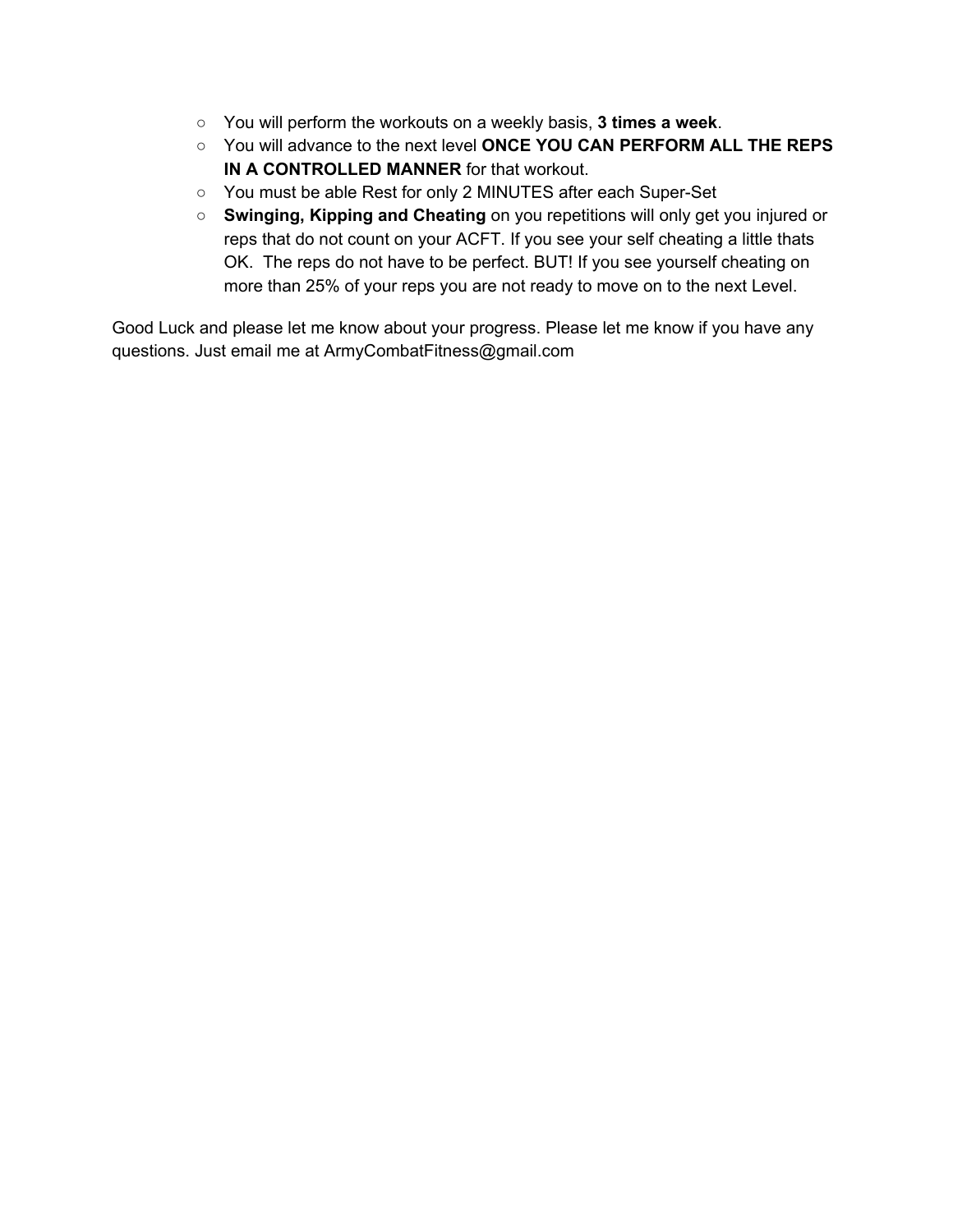- You will perform the workouts on a weekly basis, **3 times a week**.
- You will advance to the next level **ONCE YOU CAN PERFORM ALL THE REPS IN A CONTROLLED MANNER** for that workout.
- You must be able Rest for only 2 MINUTES after each Super-Set
- **Swinging, Kipping and Cheating** on you repetitions will only get you injured or reps that do not count on your ACFT. If you see your self cheating a little thats OK. The reps do not have to be perfect. BUT! If you see yourself cheating on more than 25% of your reps you are not ready to move on to the next Level.

Good Luck and please let me know about your progress. Please let me know if you have any questions. Just email me at ArmyCombatFitness@gmail.com